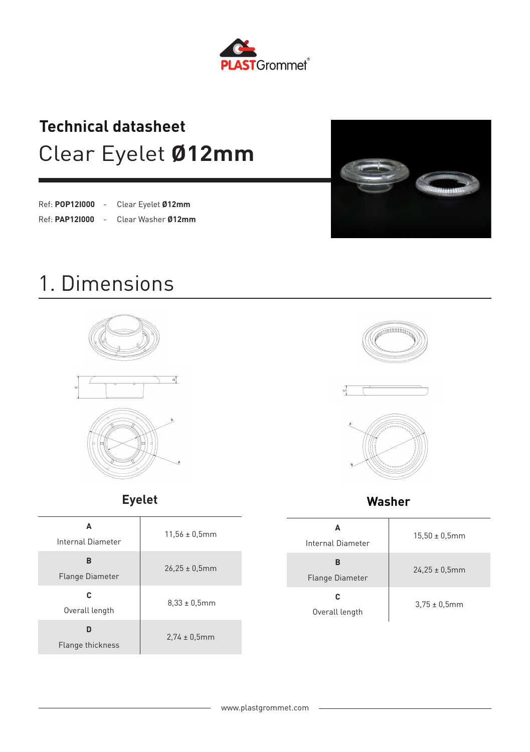# Technical datasheet

## Clear Eyelet **Ø12mm**

Ref: **POP12I000** - Clear Eyelet **Ø12mm**

Ref: **PAP12I000** - Clear Washer **Ø12mm**

# 1. Dimensions

### Eyelet

| | |
|---|---|
| **A** Internal Diameter | 11,56 ± 0,5mm |
| **B** Flange Diameter | 26,25 ± 0,5mm |
| **C** Overall length | 8,33 ± 0,5mm |
| **D** Flange thickness | 2,74 ± 0,5mm |

### Washer

| | |
|---|---|
| **A** Internal Diameter | 15,50 ± 0,5mm |
| **B** Flange Diameter | 24,25 ± 0,5mm |
| **C** Overall length | 3,75 ± 0,5mm |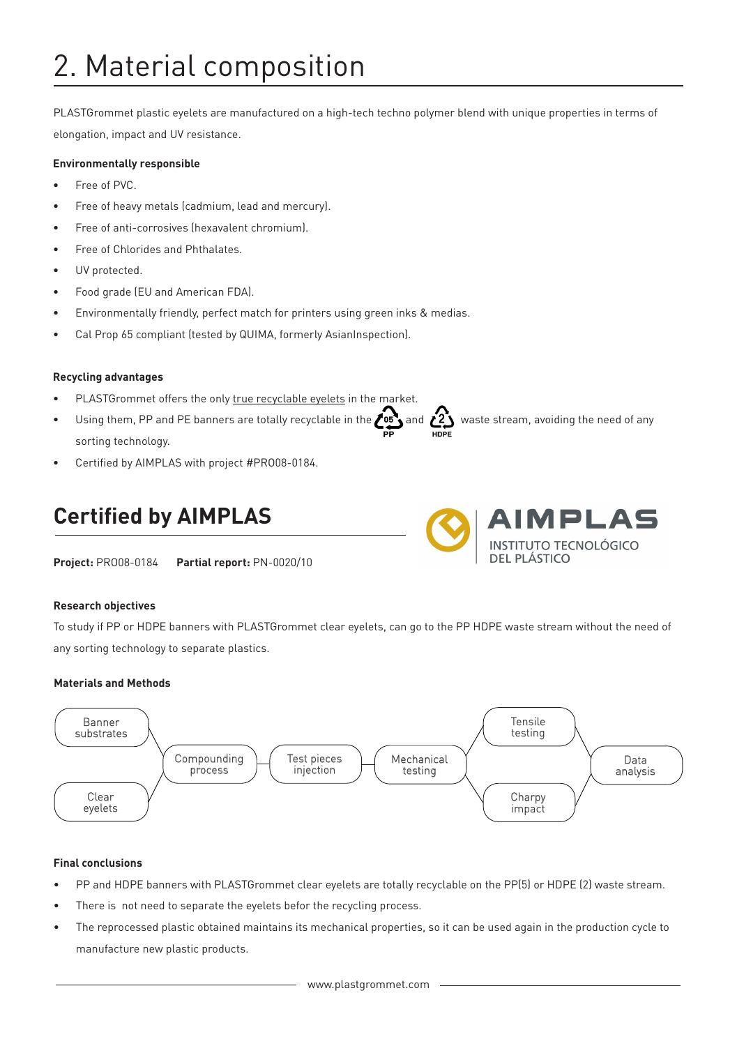# 2. Material composition

PLASTGrommet plastic eyelets are manufactured on a high-tech techno polymer blend with unique properties in terms of elongation, impact and UV resistance.

**Environmentally responsible**

- Free of PVC.
- Free of heavy metals (cadmium, lead and mercury).
- Free of anti-corrosives (hexavalent chromium).
- Free of Chlorides and Phthalates.
- UV protected.
- Food grade (EU and American FDA).
- Environmentally friendly, perfect match for printers using green inks & medias.
- Cal Prop 65 compliant (tested by QUIMA, formerly AsianInspection).

**Recycling advantages**

- PLASTGrommet offers the only true recyclable eyelets in the market.
- Using them, PP and PE banners are totally recyclable in the 05 PP and 2 HDPE waste stream, avoiding the need of any sorting technology.
- Certified by AIMPLAS with project #PRO08-0184.

## Certified by AIMPLAS

AIMPLAS INSTITUTO TECNOLÓGICO DEL PLÁSTICO

**Project:** PRO08-0184 **Partial report:** PN-0020/10

**Research objectives**

To study if PP or HDPE banners with PLASTGrommet clear eyelets, can go to the PP HDPE waste stream without the need of any sorting technology to separate plastics.

**Materials and Methods**

Banner substrates / Clear eyelets → Compounding process → Test pieces injection → Mechanical testing → Tensile testing / Charpy impact → Data analysis

**Final conclusions**

- PP and HDPE banners with PLASTGrommet clear eyelets are totally recyclable on the PP(5) or HDPE (2) waste stream.
- There is not need to separate the eyelets befor the recycling process.
- The reprocessed plastic obtained maintains its mechanical properties, so it can be used again in the production cycle to manufacture new plastic products.

www.plastgrommet.com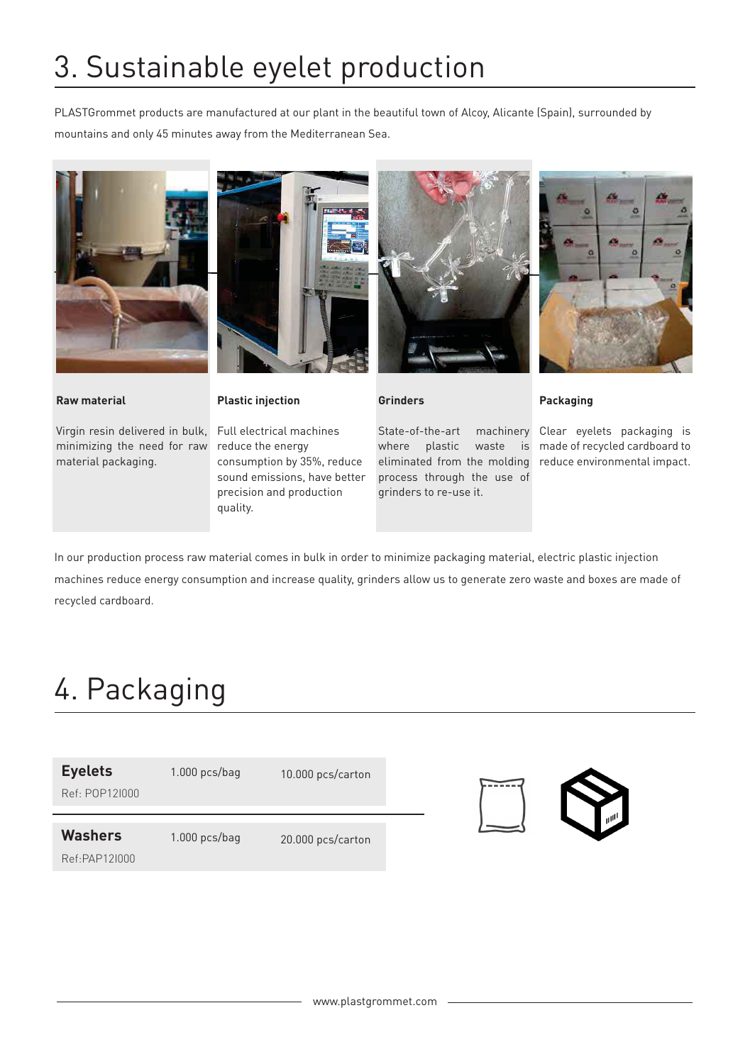# 3. Sustainable eyelet production

PLASTGrommet products are manufactured at our plant in the beautiful town of Alcoy, Alicante (Spain), surrounded by mountains and only 45 minutes away from the Mediterranean Sea.

**Raw material**

Virgin resin delivered in bulk, minimizing the need for raw material packaging.

**Plastic injection**

Full electrical machines reduce the energy consumption by 35%, reduce sound emissions, have better precision and production quality.

**Grinders**

State-of-the-art machinery where plastic waste is eliminated from the molding process through the use of grinders to re-use it.

**Packaging**

Clear eyelets packaging is made of recycled cardboard to reduce environmental impact.

In our production process raw material comes in bulk in order to minimize packaging material, electric plastic injection machines reduce energy consumption and increase quality, grinders allow us to generate zero waste and boxes are made of recycled cardboard.

# 4. Packaging

| Product | Bag | Carton |
| --- | --- | --- |
| **Eyelets** Ref: POP12I000 | 1.000 pcs/bag | 10.000 pcs/carton |
| **Washers** Ref:PAP12I000 | 1.000 pcs/bag | 20.000 pcs/carton |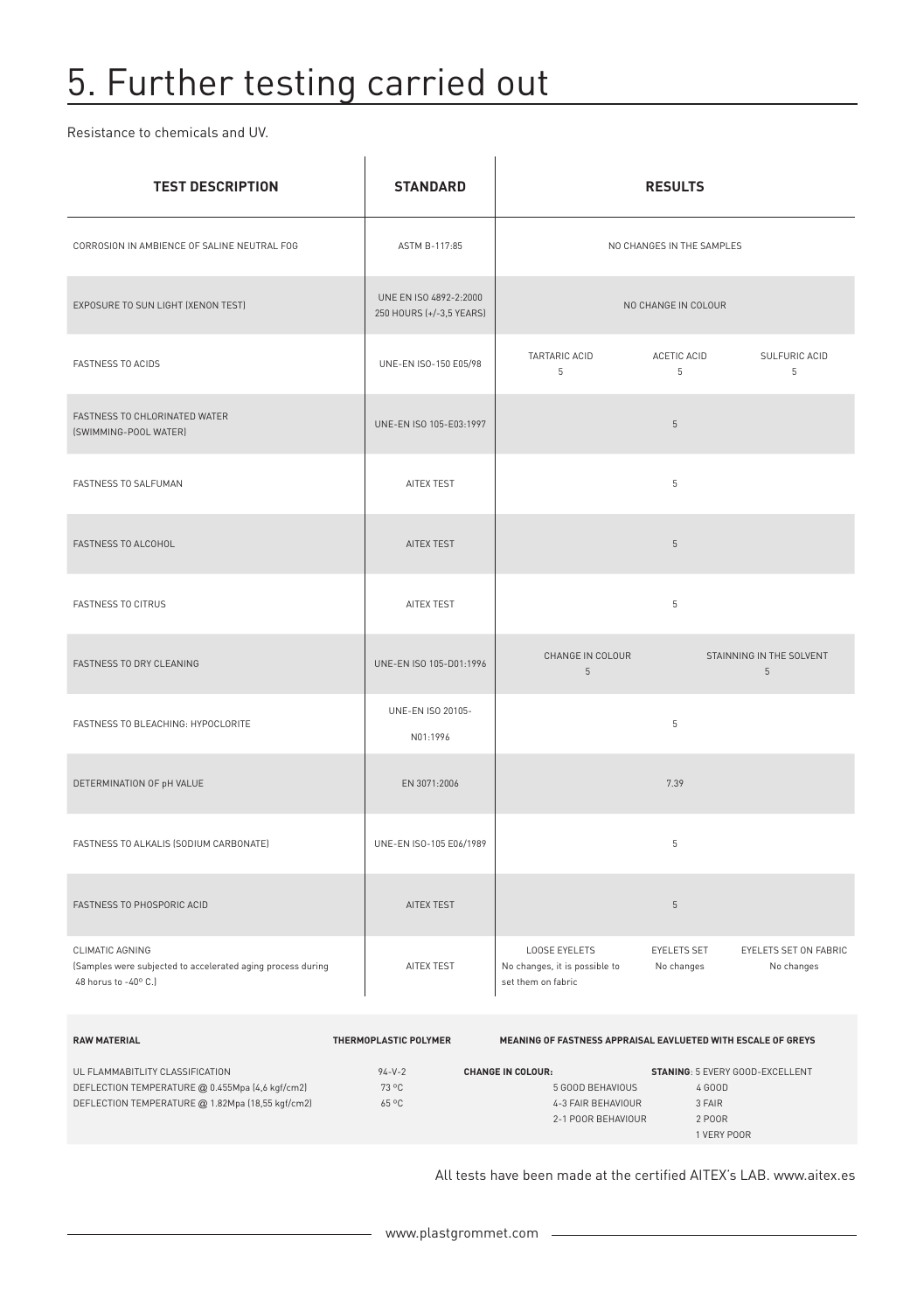# 5. Further testing carried out

Resistance to chemicals and UV.

| TEST DESCRIPTION | STANDARD | RESULTS | | |
|---|---|---|---|---|
| CORROSION IN AMBIENCE OF SALINE NEUTRAL FOG | ASTM B-117:85 | NO CHANGES IN THE SAMPLES | | |
| EXPOSURE TO SUN LIGHT (XENON TEST) | UNE EN ISO 4892-2:2000 250 HOURS (+/-3,5 YEARS) | NO CHANGE IN COLOUR | | |
| FASTNESS TO ACIDS | UNE-EN ISO-150 E05/98 | TARTARIC ACID 5 | ACETIC ACID 5 | SULFURIC ACID 5 |
| FASTNESS TO CHLORINATED WATER (SWIMMING-POOL WATER) | UNE-EN ISO 105-E03:1997 | 5 | | |
| FASTNESS TO SALFUMAN | AITEX TEST | 5 | | |
| FASTNESS TO ALCOHOL | AITEX TEST | 5 | | |
| FASTNESS TO CITRUS | AITEX TEST | 5 | | |
| FASTNESS TO DRY CLEANING | UNE-EN ISO 105-D01:1996 | CHANGE IN COLOUR 5 | | STAINNING IN THE SOLVENT 5 |
| FASTNESS TO BLEACHING: HYPOCLORITE | UNE-EN ISO 20105-N01:1996 | 5 | | |
| DETERMINATION OF pH VALUE | EN 3071:2006 | 7.39 | | |
| FASTNESS TO ALKALIS (SODIUM CARBONATE) | UNE-EN ISO-105 E06/1989 | 5 | | |
| FASTNESS TO PHOSPORIC ACID | AITEX TEST | 5 | | |
| CLIMATIC AGNING (Samples were subjected to accelerated aging process during 48 horus to -40º C.) | AITEX TEST | LOOSE EYELETS No changes, it is possible to set them on fabric | EYELETS SET No changes | EYELETS SET ON FABRIC No changes |

| RAW MATERIAL | THERMOPLASTIC POLYMER |
|---|---|
| UL FLAMMABITLITY CLASSIFICATION | 94-V-2 |
| DEFLECTION TEMPERATURE @ 0.455Mpa (4,6 kgf/cm2) | 73 ºC |
| DEFLECTION TEMPERATURE @ 1.82Mpa (18,55 kgf/cm2) | 65 ºC |

**MEANING OF FASTNESS APPRAISAL EAVLUETED WITH ESCALE OF GREYS**

**CHANGE IN COLOUR:**
- 5 GOOD BEHAVIOUS
- 4-3 FAIR BEHAVIOUR
- 2-1 POOR BEHAVIOUR

**STANING**: 5 EVERY GOOD-EXCELLENT
- 4 GOOD
- 3 FAIR
- 2 POOR
- 1 VERY POOR

All tests have been made at the certified AITEX's LAB. www.aitex.es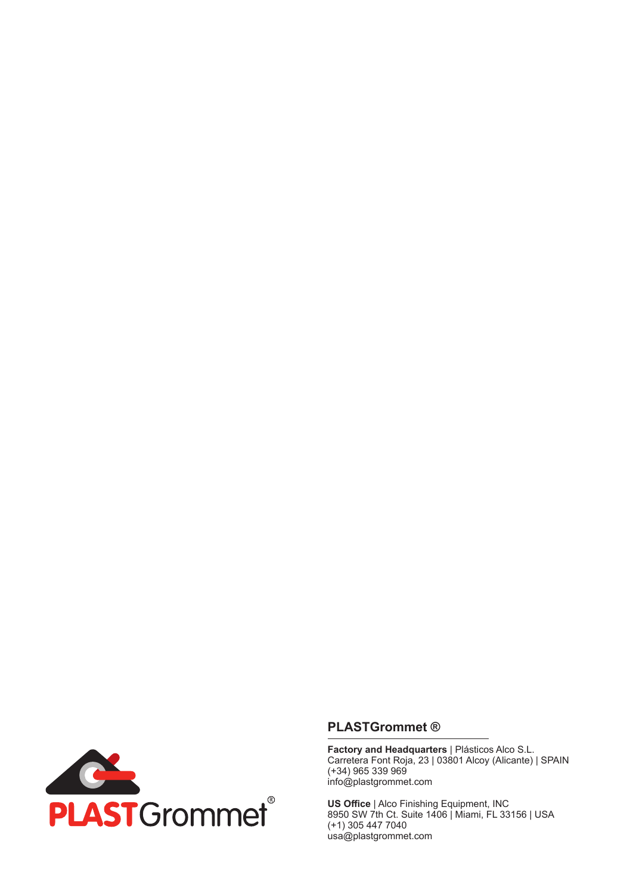PLASTGrommet®

## PLASTGrommet ®

**Factory and Headquarters** | Plásticos Alco S.L.
Carretera Font Roja, 23 | 03801 Alcoy (Alicante) | SPAIN
(+34) 965 339 969
info@plastgrommet.com

**US Office** | Alco Finishing Equipment, INC
8950 SW 7th Ct. Suite 1406 | Miami, FL 33156 | USA
(+1) 305 447 7040
usa@plastgrommet.com